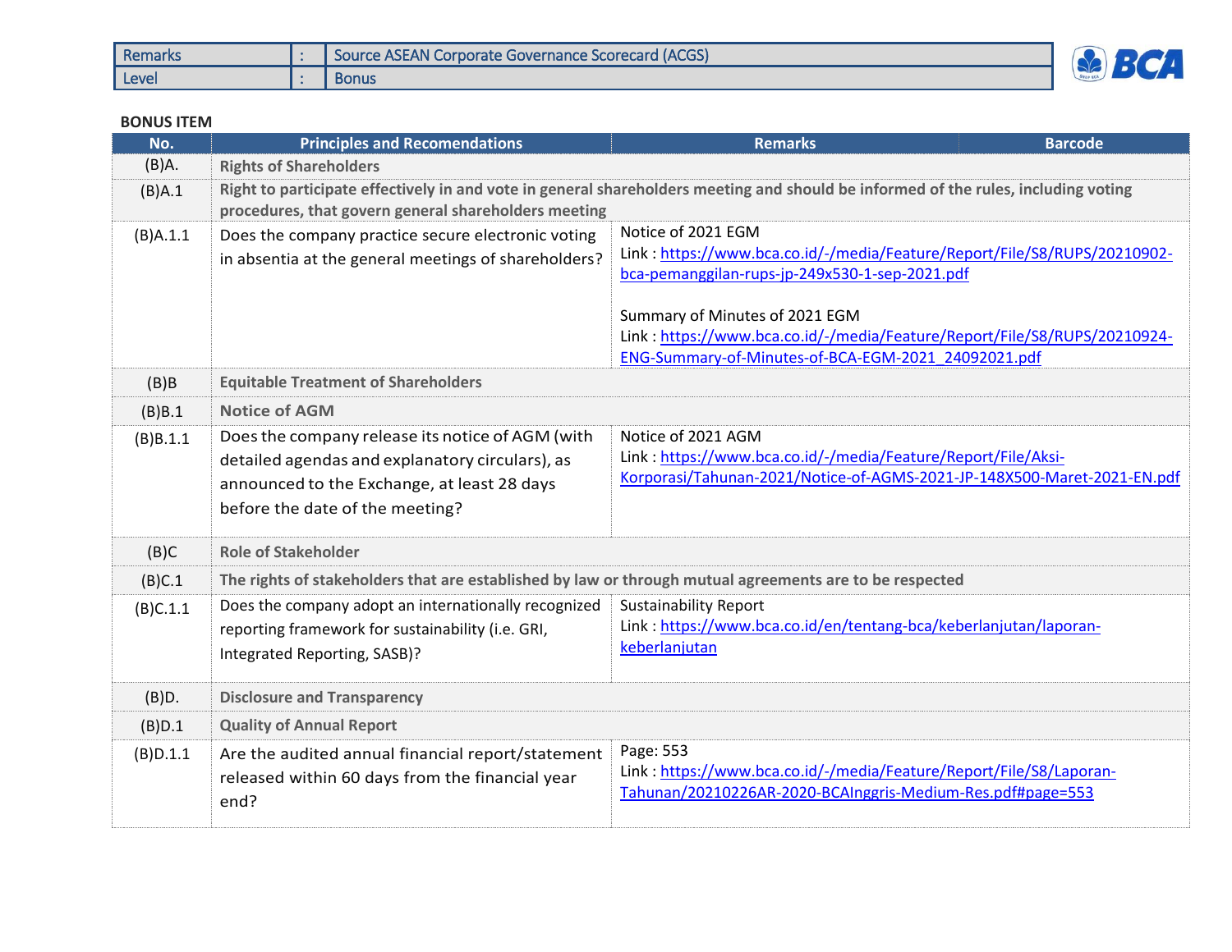| Remarks | : | Source ASEAN Corporate Governance Scorecard (ACGS) |
|---|---|---|
| Level | : | Bonus |

**BONUS ITEM**

| No. | Principles and Recomendations | Remarks | Barcode |
|---|---|---|---|
| (B)A. | **Rights of Shareholders** | | |
| (B)A.1 | **Right to participate effectively in and vote in general shareholders meeting and should be informed of the rules, including voting procedures, that govern general shareholders meeting** | | |
| (B)A.1.1 | Does the company practice secure electronic voting in absentia at the general meetings of shareholders? | Notice of 2021 EGM<br>Link : https://www.bca.co.id/-/media/Feature/Report/File/S8/RUPS/20210902-bca-pemanggilan-rups-jp-249x530-1-sep-2021.pdf<br><br>Summary of Minutes of 2021 EGM<br>Link : https://www.bca.co.id/-/media/Feature/Report/File/S8/RUPS/20210924-ENG-Summary-of-Minutes-of-BCA-EGM-2021_24092021.pdf | |
| (B)B | **Equitable Treatment of Shareholders** | | |
| (B)B.1 | **Notice of AGM** | | |
| (B)B.1.1 | Does the company release its notice of AGM (with detailed agendas and explanatory circulars), as announced to the Exchange, at least 28 days before the date of the meeting? | Notice of 2021 AGM<br>Link : https://www.bca.co.id/-/media/Feature/Report/File/Aksi-Korporasi/Tahunan-2021/Notice-of-AGMS-2021-JP-148X500-Maret-2021-EN.pdf | |
| (B)C | **Role of Stakeholder** | | |
| (B)C.1 | **The rights of stakeholders that are established by law or through mutual agreements are to be respected** | | |
| (B)C.1.1 | Does the company adopt an internationally recognized reporting framework for sustainability (i.e. GRI, Integrated Reporting, SASB)? | Sustainability Report<br>Link : https://www.bca.co.id/en/tentang-bca/keberlanjutan/laporan-keberlanjutan | |
| (B)D. | **Disclosure and Transparency** | | |
| (B)D.1 | **Quality of Annual Report** | | |
| (B)D.1.1 | Are the audited annual financial report/statement released within 60 days from the financial year end? | Page: 553<br>Link : https://www.bca.co.id/-/media/Feature/Report/File/S8/Laporan-Tahunan/20210226AR-2020-BCAInggris-Medium-Res.pdf#page=553 | |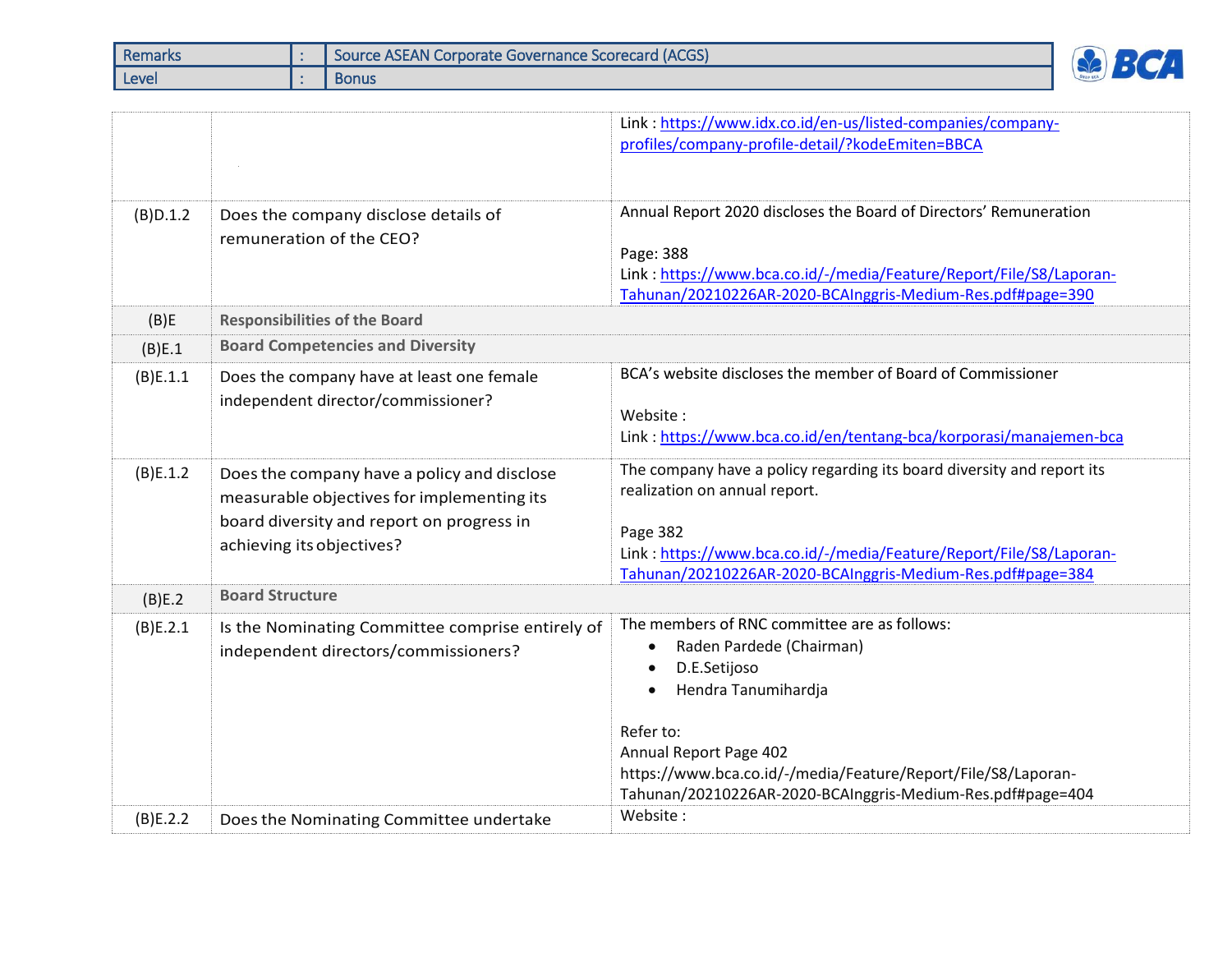| Remarks | : | Source ASEAN Corporate Governance Scorecard (ACGS) |
|---|---|---|
| Level | : | Bonus |

| | | |
|---|---|---|
| | | Link : https://www.idx.co.id/en-us/listed-companies/company-profiles/company-profile-detail/?kodeEmiten=BBCA |
| (B)D.1.2 | Does the company disclose details of remuneration of the CEO? | Annual Report 2020 discloses the Board of Directors' Remuneration<br><br>Page: 388<br>Link : https://www.bca.co.id/-/media/Feature/Report/File/S8/Laporan-Tahunan/20210226AR-2020-BCAInggris-Medium-Res.pdf#page=390 |
| (B)E | **Responsibilities of the Board** | |
| (B)E.1 | **Board Competencies and Diversity** | |
| (B)E.1.1 | Does the company have at least one female independent director/commissioner? | BCA's website discloses the member of Board of Commissioner<br><br>Website :<br>Link : https://www.bca.co.id/en/tentang-bca/korporasi/manajemen-bca |
| (B)E.1.2 | Does the company have a policy and disclose measurable objectives for implementing its board diversity and report on progress in achieving its objectives? | The company have a policy regarding its board diversity and report its realization on annual report.<br><br>Page 382<br>Link : https://www.bca.co.id/-/media/Feature/Report/File/S8/Laporan-Tahunan/20210226AR-2020-BCAInggris-Medium-Res.pdf#page=384 |
| (B)E.2 | **Board Structure** | |
| (B)E.2.1 | Is the Nominating Committee comprise entirely of independent directors/commissioners? | The members of RNC committee are as follows:<br>• Raden Pardede (Chairman)<br>• D.E.Setijoso<br>• Hendra Tanumihardja<br><br>Refer to:<br>Annual Report Page 402<br>https://www.bca.co.id/-/media/Feature/Report/File/S8/Laporan-Tahunan/20210226AR-2020-BCAInggris-Medium-Res.pdf#page=404 |
| (B)E.2.2 | Does the Nominating Committee undertake | Website : |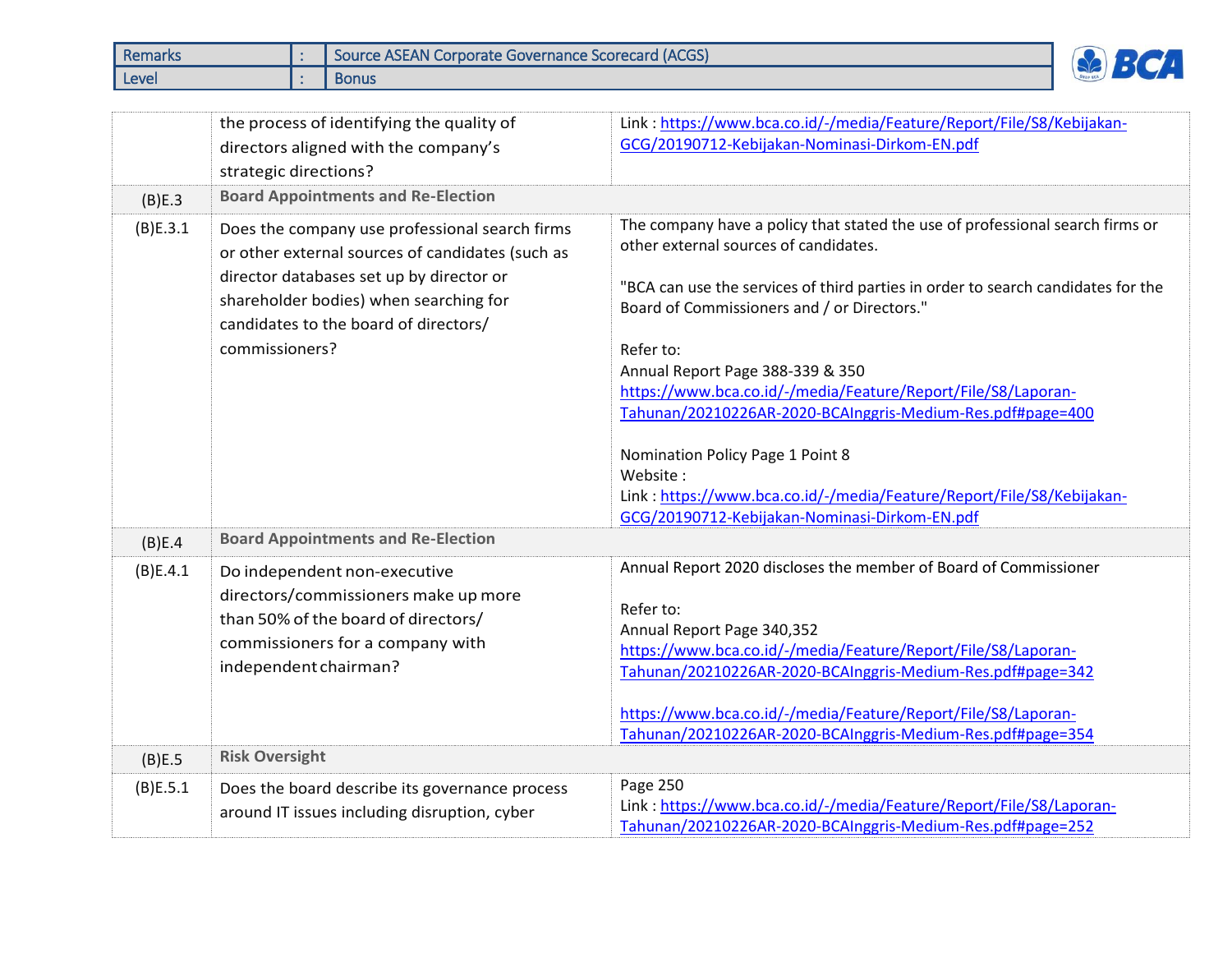| Remarks | : | Source ASEAN Corporate Governance Scorecard (ACGS) |
|---|---|---|
| Level | : | Bonus |

| | | |
|---|---|---|
| | the process of identifying the quality of directors aligned with the company's strategic directions? | Link : https://www.bca.co.id/-/media/Feature/Report/File/S8/Kebijakan-GCG/20190712-Kebijakan-Nominasi-Dirkom-EN.pdf |
| (B)E.3 | **Board Appointments and Re-Election** | |
| (B)E.3.1 | Does the company use professional search firms or other external sources of candidates (such as director databases set up by director or shareholder bodies) when searching for candidates to the board of directors/ commissioners? | The company have a policy that stated the use of professional search firms or other external sources of candidates.<br><br>"BCA can use the services of third parties in order to search candidates for the Board of Commissioners and / or Directors."<br><br>Refer to:<br>Annual Report Page 388-339 & 350<br>https://www.bca.co.id/-/media/Feature/Report/File/S8/Laporan-Tahunan/20210226AR-2020-BCAInggris-Medium-Res.pdf#page=400<br><br>Nomination Policy Page 1 Point 8<br>Website :<br>Link : https://www.bca.co.id/-/media/Feature/Report/File/S8/Kebijakan-GCG/20190712-Kebijakan-Nominasi-Dirkom-EN.pdf |
| (B)E.4 | **Board Appointments and Re-Election** | |
| (B)E.4.1 | Do independent non-executive directors/commissioners make up more than 50% of the board of directors/ commissioners for a company with independent chairman? | Annual Report 2020 discloses the member of Board of Commissioner<br><br>Refer to:<br>Annual Report Page 340,352<br>https://www.bca.co.id/-/media/Feature/Report/File/S8/Laporan-Tahunan/20210226AR-2020-BCAInggris-Medium-Res.pdf#page=342<br><br>https://www.bca.co.id/-/media/Feature/Report/File/S8/Laporan-Tahunan/20210226AR-2020-BCAInggris-Medium-Res.pdf#page=354 |
| (B)E.5 | **Risk Oversight** | |
| (B)E.5.1 | Does the board describe its governance process around IT issues including disruption, cyber | Page 250<br>Link : https://www.bca.co.id/-/media/Feature/Report/File/S8/Laporan-Tahunan/20210226AR-2020-BCAInggris-Medium-Res.pdf#page=252 |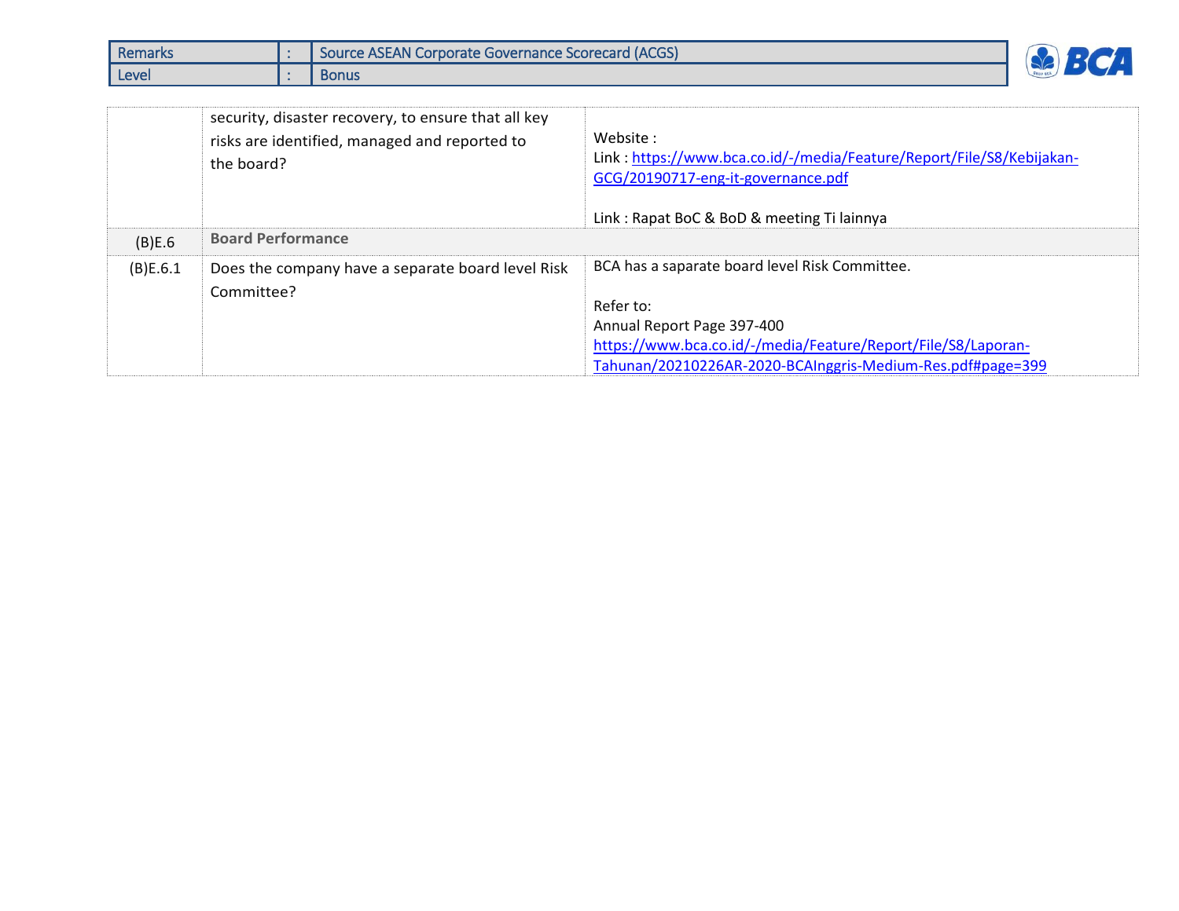| Remarks | : | Source ASEAN Corporate Governance Scorecard (ACGS) |
|---|---|---|
| Level | : | Bonus |

| | | |
|---|---|---|
| | security, disaster recovery, to ensure that all key risks are identified, managed and reported to the board? | Website :<br>Link : https://www.bca.co.id/-/media/Feature/Report/File/S8/Kebijakan-GCG/20190717-eng-it-governance.pdf<br><br>Link : Rapat BoC & BoD & meeting Ti lainnya |
| (B)E.6 | **Board Performance** | |
| (B)E.6.1 | Does the company have a separate board level Risk Committee? | BCA has a saparate board level Risk Committee.<br><br>Refer to:<br>Annual Report Page 397-400<br>https://www.bca.co.id/-/media/Feature/Report/File/S8/Laporan-Tahunan/20210226AR-2020-BCAInggris-Medium-Res.pdf#page=399 |